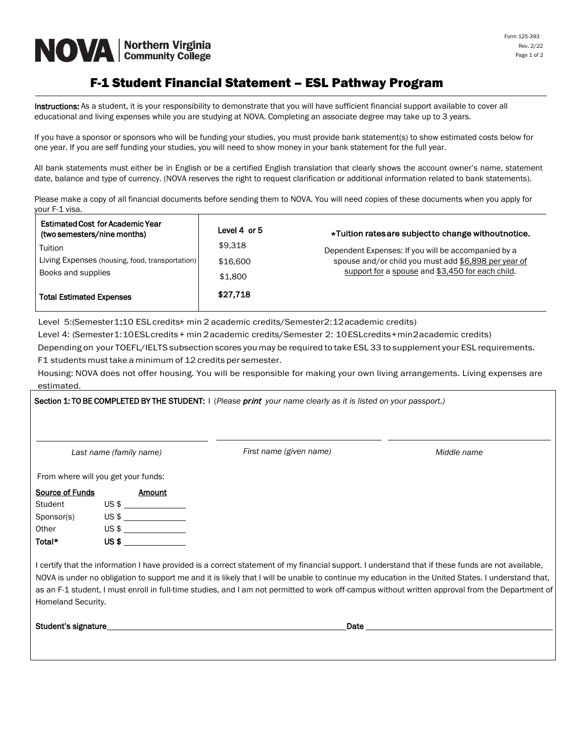**NOVA | Northern Virginia Community College**

Form 125-393
Rev. 2/22

# F-1 Student Financial Statement – ESL Pathway Program

**Instructions:** As a student, it is your responsibility to demonstrate that you will have sufficient financial support available to cover all educational and living expenses while you are studying at NOVA. Completing an associate degree may take up to 3 years.

If you have a sponsor or sponsors who will be funding your studies, you must provide bank statement(s) to show estimated costs below for one year. If you are self funding your studies, you will need to show money in your bank statement for the full year.

All bank statements must either be in English or be a certified English translation that clearly shows the account owner's name, statement date, balance and type of currency. (NOVA reserves the right to request clarification or additional information related to bank statements).

Please make a copy of all financial documents before sending them to NOVA. You will need copies of these documents when you apply for your F-1 visa.

| Estimated Cost for Academic Year (two semesters/nine months) | Level 4 or 5 | *Tuition rates are subject to change without notice. |
|---|---|---|
| Tuition | $9,318 | Dependent Expenses: If you will be accompanied by a spouse and/or child you must add $6,898 per year of support for a spouse and $3,450 for each child. |
| Living Expenses (housing, food, transportation) | $16,600 | |
| Books and supplies | $1,800 | |
| **Total Estimated Expenses** | **$27,718** | |

Level 5: (Semester 1: 10 ESL credits + min 2 academic credits/Semester 2: 12 academic credits)

Level 4: (Semester 1: 10 ESL credits + min 2 academic credits/Semester 2: 10 ESL credits + min 2 academic credits)

Depending on your TOEFL/IELTS subsection scores you may be required to take ESL 33 to supplement your ESL requirements.

F1 students must take a minimum of 12 credits per semester.

Housing: NOVA does not offer housing. You will be responsible for making your own living arrangements. Living expenses are estimated.

**Section 1: TO BE COMPLETED BY THE STUDENT:** I (*Please* ***print*** *your name clearly as it is listed on your passport.)*

| ______________________ | ______________________ | ______________________ |
|---|---|---|
| *Last name (family name)* | *First name (given name)* | *Middle name* |

From where will you get your funds:

| Source of Funds | Amount |
|---|---|
| Student | US $ ____________ |
| Sponsor(s) | US $ ____________ |
| Other | US $ ____________ |
| **Total*** | **US $** ____________ |

I certify that the information I have provided is a correct statement of my financial support. I understand that if these funds are not available, NOVA is under no obligation to support me and it is likely that I will be unable to continue my education in the United States. I understand that, as an F-1 student, I must enroll in full-time studies, and I am not permitted to work off-campus without written approval from the Department of Homeland Security.

**Student's signature** ______________________________ **Date** ____________________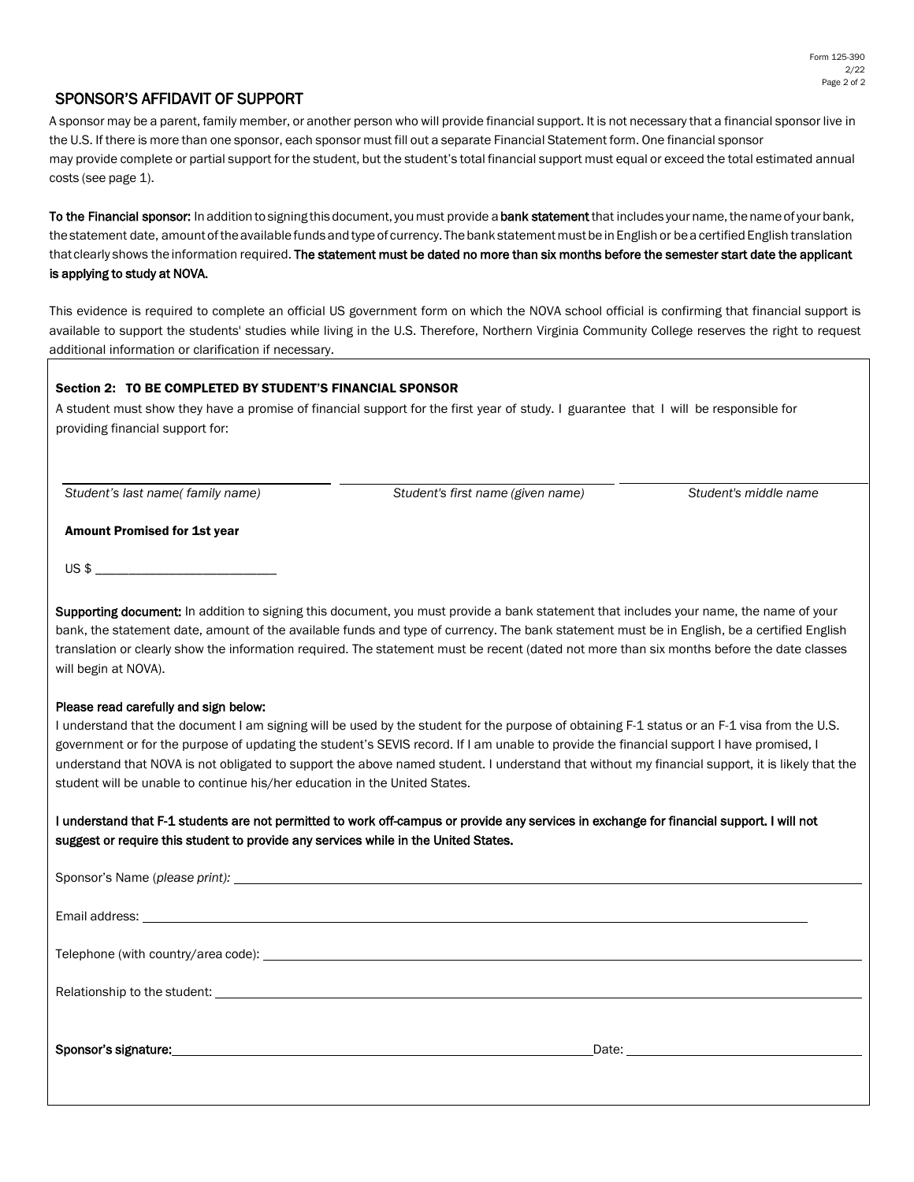## SPONSOR'S AFFIDAVIT OF SUPPORT

A sponsor may be a parent, family member, or another person who will provide financial support. It is not necessary that a financial sponsor live in the U.S. If there is more than one sponsor, each sponsor must fill out a separate Financial Statement form. One financial sponsor may provide complete or partial support for the student, but the student's total financial support must equal or exceed the total estimated annual costs (see page 1).

**To the Financial sponsor:** In addition to signing this document, you must provide a **bank statement** that includes your name, the name of your bank, the statement date, amount of the available funds and type of currency. The bank statement must be in English or be a certified English translation that clearly shows the information required. **The statement must be dated no more than six months before the semester start date the applicant is applying to study at NOVA.**

This evidence is required to complete an official US government form on which the NOVA school official is confirming that financial support is available to support the students' studies while living in the U.S. Therefore, Northern Virginia Community College reserves the right to request additional information or clarification if necessary.

### Section 2: TO BE COMPLETED BY STUDENT'S FINANCIAL SPONSOR

A student must show they have a promise of financial support for the first year of study. I guarantee that I will be responsible for providing financial support for:

| ______________________ | ______________________ | ______________________ |
|---|---|---|
| *Student's last name( family name)* | *Student's first name (given name)* | *Student's middle name* |

**Amount Promised for 1st year**

US $ ___________________________

**Supporting document:** In addition to signing this document, you must provide a bank statement that includes your name, the name of your bank, the statement date, amount of the available funds and type of currency. The bank statement must be in English, be a certified English translation or clearly show the information required. The statement must be recent (dated not more than six months before the date classes will begin at NOVA).

**Please read carefully and sign below:**

I understand that the document I am signing will be used by the student for the purpose of obtaining F-1 status or an F-1 visa from the U.S. government or for the purpose of updating the student's SEVIS record. If I am unable to provide the financial support I have promised, I understand that NOVA is not obligated to support the above named student. I understand that without my financial support, it is likely that the student will be unable to continue his/her education in the United States.

**I understand that F-1 students are not permitted to work off-campus or provide any services in exchange for financial support. I will not suggest or require this student to provide any services while in the United States.**

Sponsor's Name (*please print):* ______________________________________________

Email address: ______________________________________________

Telephone (with country/area code): ______________________________________________

Relationship to the student: ______________________________________________

**Sponsor's signature:** ______________________________ Date: ______________________